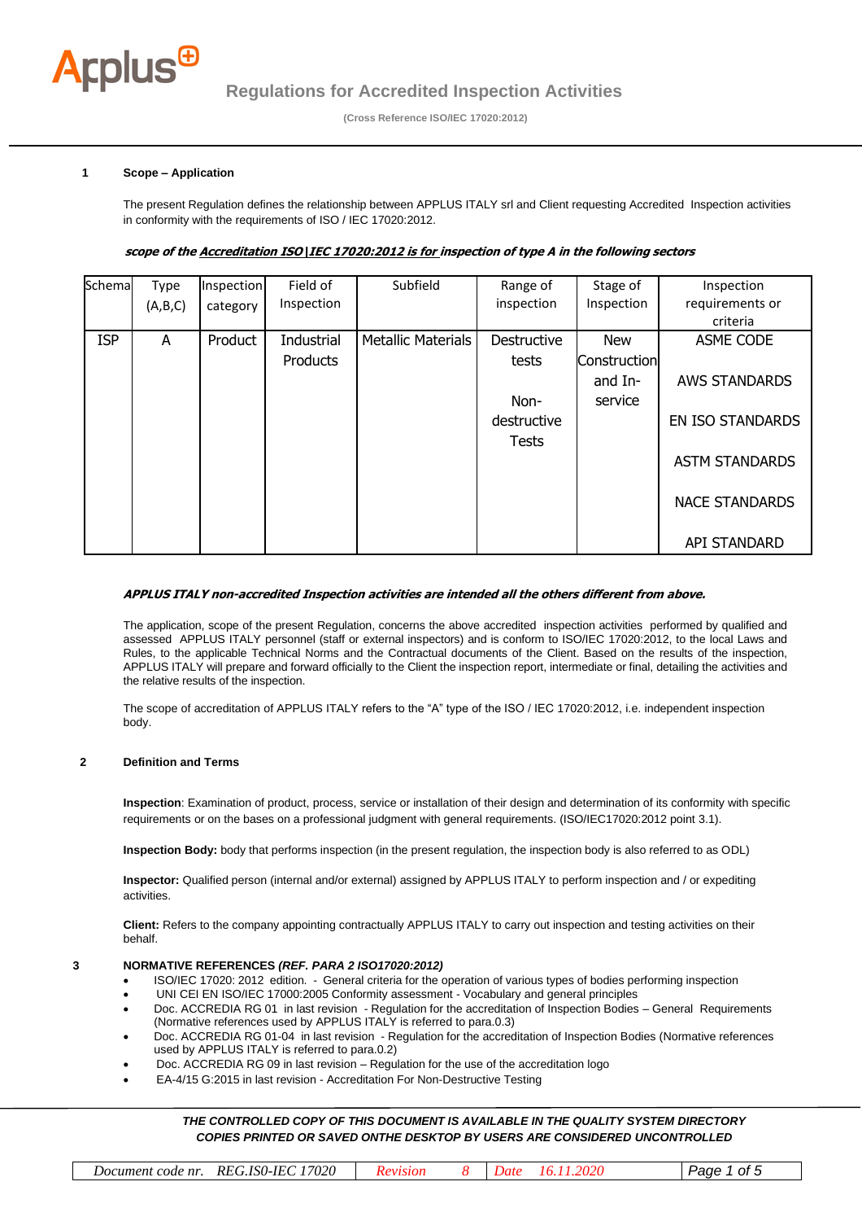# Regulations for Accredited Inspection Activities

(Cross Reference ISO/IEC 17020:2012)

## 1 Scope – Application

The present Regulation defines the relationship between APPLUS ITALY srl and Client requesting Accredited Inspection activities in conformity with the requirements of ISO / IEC 17020:2012.

***scope of the Accreditation ISO|IEC 17020:2012 is for inspection of type A in the following sectors***

| Schema | Type (A,B,C) | Inspection category | Field of Inspection | Subfield | Range of inspection | Stage of Inspection | Inspection requirements or criteria |
|---|---|---|---|---|---|---|---|
| ISP | A | Product | Industrial Products | Metallic Materials | Destructive tests<br><br>Non-destructive Tests | New Construction and In-service | ASME CODE<br><br>AWS STANDARDS<br><br>EN ISO STANDARDS<br><br>ASTM STANDARDS<br><br>NACE STANDARDS<br><br>API STANDARD |

***APPLUS ITALY non-accredited Inspection activities are intended all the others different from above.***

The application, scope of the present Regulation, concerns the above accredited inspection activities performed by qualified and assessed APPLUS ITALY personnel (staff or external inspectors) and is conform to ISO/IEC 17020:2012, to the local Laws and Rules, to the applicable Technical Norms and the Contractual documents of the Client. Based on the results of the inspection, APPLUS ITALY will prepare and forward officially to the Client the inspection report, intermediate or final, detailing the activities and the relative results of the inspection.

The scope of accreditation of APPLUS ITALY refers to the "A" type of the ISO / IEC 17020:2012, i.e. independent inspection body.

## 2 Definition and Terms

**Inspection**: Examination of product, process, service or installation of their design and determination of its conformity with specific requirements or on the bases on a professional judgment with general requirements. (ISO/IEC17020:2012 point 3.1).

**Inspection Body:** body that performs inspection (in the present regulation, the inspection body is also referred to as ODL)

**Inspector:** Qualified person (internal and/or external) assigned by APPLUS ITALY to perform inspection and / or expediting activities.

**Client:** Refers to the company appointing contractually APPLUS ITALY to carry out inspection and testing activities on their behalf.

## 3 NORMATIVE REFERENCES *(REF. PARA 2 ISO17020:2012)*

- ISO/IEC 17020: 2012 edition. - General criteria for the operation of various types of bodies performing inspection
- UNI CEI EN ISO/IEC 17000:2005 Conformity assessment - Vocabulary and general principles
- Doc. ACCREDIA RG 01 in last revision - Regulation for the accreditation of Inspection Bodies – General Requirements (Normative references used by APPLUS ITALY is referred to para.0.3)
- Doc. ACCREDIA RG 01-04 in last revision - Regulation for the accreditation of Inspection Bodies (Normative references used by APPLUS ITALY is referred to para.0.2)
- Doc. ACCREDIA RG 09 in last revision – Regulation for the use of the accreditation logo
- EA-4/15 G:2015 in last revision - Accreditation For Non-Destructive Testing

***THE CONTROLLED COPY OF THIS DOCUMENT IS AVAILABLE IN THE QUALITY SYSTEM DIRECTORY***
***COPIES PRINTED OR SAVED ONTHE DESKTOP BY USERS ARE CONSIDERED UNCONTROLLED***

| Document code nr. REG.ISO-IEC 17020 | Revision 8 | Date 16.11.2020 |
|---|---|---|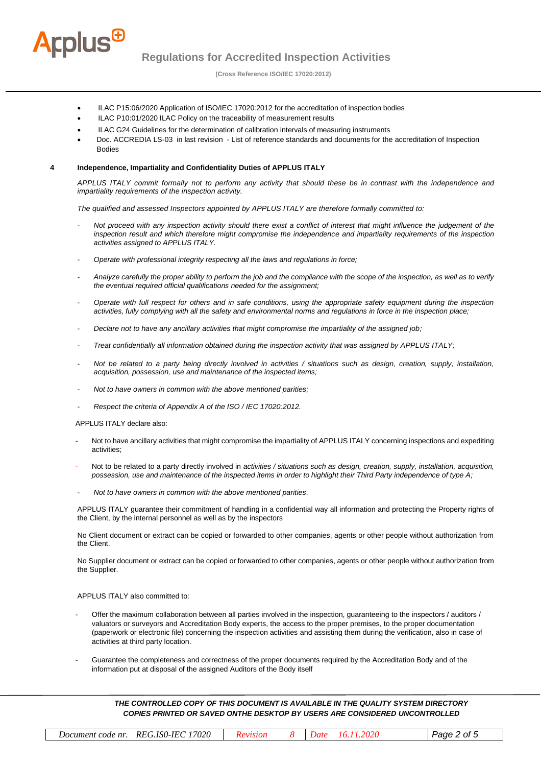- ILAC P15:06/2020 Application of ISO/IEC 17020:2012 for the accreditation of inspection bodies
- ILAC P10:01/2020 ILAC Policy on the traceability of measurement results
- ILAC G24 Guidelines for the determination of calibration intervals of measuring instruments
- Doc. ACCREDIA LS-03 in last revision - List of reference standards and documents for the accreditation of Inspection Bodies

## 4 Independence, Impartiality and Confidentiality Duties of APPLUS ITALY

*APPLUS ITALY commit formally not to perform any activity that should these be in contrast with the independence and impartiality requirements of the inspection activity.*

*The qualified and assessed Inspectors appointed by APPLUS ITALY are therefore formally committed to:*

- *Not proceed with any inspection activity should there exist a conflict of interest that might influence the judgement of the inspection result and which therefore might compromise the independence and impartiality requirements of the inspection activities assigned to APPLUS ITALY.*
- *Operate with professional integrity respecting all the laws and regulations in force;*
- *Analyze carefully the proper ability to perform the job and the compliance with the scope of the inspection, as well as to verify the eventual required official qualifications needed for the assignment;*
- *Operate with full respect for others and in safe conditions, using the appropriate safety equipment during the inspection activities, fully complying with all the safety and environmental norms and regulations in force in the inspection place;*
- *Declare not to have any ancillary activities that might compromise the impartiality of the assigned job;*
- *Treat confidentially all information obtained during the inspection activity that was assigned by APPLUS ITALY;*
- *Not be related to a party being directly involved in activities / situations such as design, creation, supply, installation, acquisition, possession, use and maintenance of the inspected items;*
- *Not to have owners in common with the above mentioned parities;*
- *Respect the criteria of Appendix A of the ISO / IEC 17020:2012.*

APPLUS ITALY declare also:

- Not to have ancillary activities that might compromise the impartiality of APPLUS ITALY concerning inspections and expediting activities;
- Not to be related to a party directly involved in *activities / situations such as design, creation, supply, installation, acquisition, possession, use and maintenance of the inspected items in order to highlight their Third Party independence of type A;*
- *Not to have owners in common with the above mentioned parities.*

APPLUS ITALY guarantee their commitment of handling in a confidential way all information and protecting the Property rights of the Client, by the internal personnel as well as by the inspectors

No Client document or extract can be copied or forwarded to other companies, agents or other people without authorization from the Client.

No Supplier document or extract can be copied or forwarded to other companies, agents or other people without authorization from the Supplier.

APPLUS ITALY also committed to:

- Offer the maximum collaboration between all parties involved in the inspection, guaranteeing to the inspectors / auditors / valuators or surveyors and Accreditation Body experts, the access to the proper premises, to the proper documentation (paperwork or electronic file) concerning the inspection activities and assisting them during the verification, also in case of activities at third party location.
- Guarantee the completeness and correctness of the proper documents required by the Accreditation Body and of the information put at disposal of the assigned Auditors of the Body itself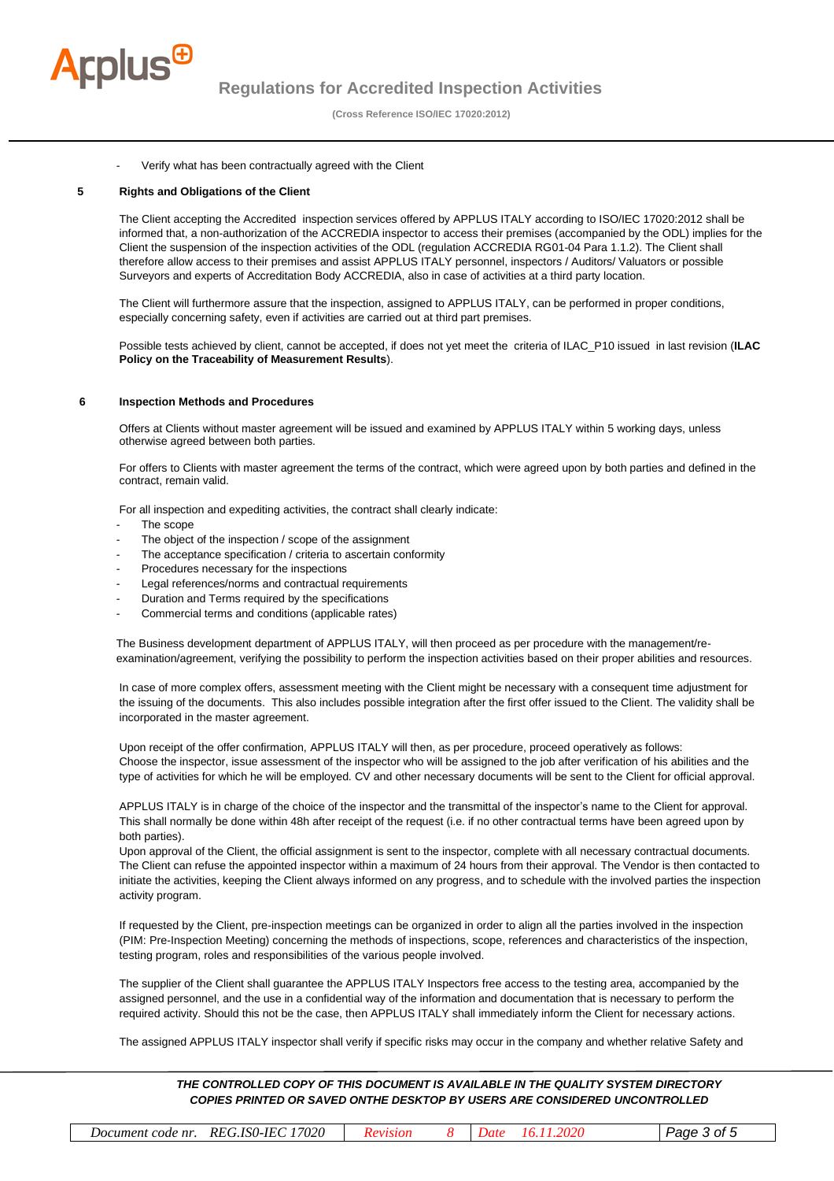- Verify what has been contractually agreed with the Client

## 5 Rights and Obligations of the Client

The Client accepting the Accredited inspection services offered by APPLUS ITALY according to ISO/IEC 17020:2012 shall be informed that, a non-authorization of the ACCREDIA inspector to access their premises (accompanied by the ODL) implies for the Client the suspension of the inspection activities of the ODL (regulation ACCREDIA RG01-04 Para 1.1.2). The Client shall therefore allow access to their premises and assist APPLUS ITALY personnel, inspectors / Auditors/ Valuators or possible Surveyors and experts of Accreditation Body ACCREDIA, also in case of activities at a third party location.

The Client will furthermore assure that the inspection, assigned to APPLUS ITALY, can be performed in proper conditions, especially concerning safety, even if activities are carried out at third part premises.

Possible tests achieved by client, cannot be accepted, if does not yet meet the criteria of ILAC_P10 issued in last revision (**ILAC Policy on the Traceability of Measurement Results**).

## 6 Inspection Methods and Procedures

Offers at Clients without master agreement will be issued and examined by APPLUS ITALY within 5 working days, unless otherwise agreed between both parties.

For offers to Clients with master agreement the terms of the contract, which were agreed upon by both parties and defined in the contract, remain valid.

For all inspection and expediting activities, the contract shall clearly indicate:

- The scope
- The object of the inspection / scope of the assignment
- The acceptance specification / criteria to ascertain conformity
- Procedures necessary for the inspections
- Legal references/norms and contractual requirements
- Duration and Terms required by the specifications
- Commercial terms and conditions (applicable rates)

The Business development department of APPLUS ITALY, will then proceed as per procedure with the management/re-examination/agreement, verifying the possibility to perform the inspection activities based on their proper abilities and resources.

In case of more complex offers, assessment meeting with the Client might be necessary with a consequent time adjustment for the issuing of the documents. This also includes possible integration after the first offer issued to the Client. The validity shall be incorporated in the master agreement.

Upon receipt of the offer confirmation, APPLUS ITALY will then, as per procedure, proceed operatively as follows:
Choose the inspector, issue assessment of the inspector who will be assigned to the job after verification of his abilities and the type of activities for which he will be employed. CV and other necessary documents will be sent to the Client for official approval.

APPLUS ITALY is in charge of the choice of the inspector and the transmittal of the inspector's name to the Client for approval. This shall normally be done within 48h after receipt of the request (i.e. if no other contractual terms have been agreed upon by both parties).
Upon approval of the Client, the official assignment is sent to the inspector, complete with all necessary contractual documents. The Client can refuse the appointed inspector within a maximum of 24 hours from their approval. The Vendor is then contacted to initiate the activities, keeping the Client always informed on any progress, and to schedule with the involved parties the inspection activity program.

If requested by the Client, pre-inspection meetings can be organized in order to align all the parties involved in the inspection (PIM: Pre-Inspection Meeting) concerning the methods of inspections, scope, references and characteristics of the inspection, testing program, roles and responsibilities of the various people involved.

The supplier of the Client shall guarantee the APPLUS ITALY Inspectors free access to the testing area, accompanied by the assigned personnel, and the use in a confidential way of the information and documentation that is necessary to perform the required activity. Should this not be the case, then APPLUS ITALY shall immediately inform the Client for necessary actions.

The assigned APPLUS ITALY inspector shall verify if specific risks may occur in the company and whether relative Safety and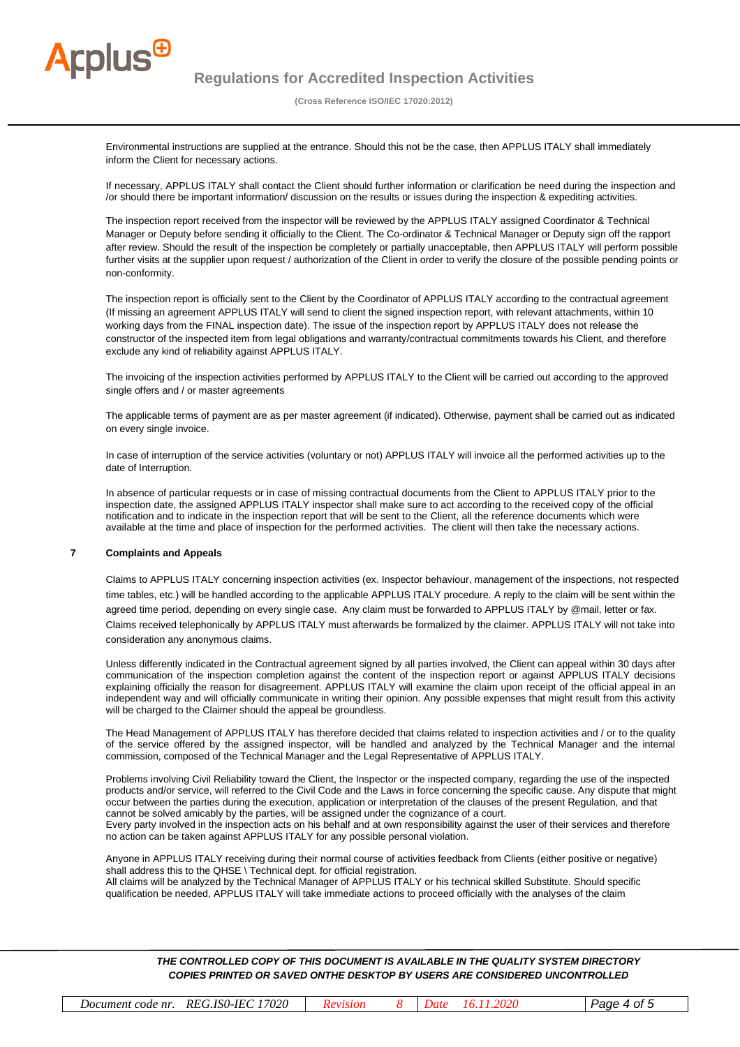Environmental instructions are supplied at the entrance. Should this not be the case, then APPLUS ITALY shall immediately inform the Client for necessary actions.

If necessary, APPLUS ITALY shall contact the Client should further information or clarification be need during the inspection and /or should there be important information/ discussion on the results or issues during the inspection & expediting activities.

The inspection report received from the inspector will be reviewed by the APPLUS ITALY assigned Coordinator & Technical Manager or Deputy before sending it officially to the Client. The Co-ordinator & Technical Manager or Deputy sign off the rapport after review. Should the result of the inspection be completely or partially unacceptable, then APPLUS ITALY will perform possible further visits at the supplier upon request / authorization of the Client in order to verify the closure of the possible pending points or non-conformity.

The inspection report is officially sent to the Client by the Coordinator of APPLUS ITALY according to the contractual agreement (If missing an agreement APPLUS ITALY will send to client the signed inspection report, with relevant attachments, within 10 working days from the FINAL inspection date). The issue of the inspection report by APPLUS ITALY does not release the constructor of the inspected item from legal obligations and warranty/contractual commitments towards his Client, and therefore exclude any kind of reliability against APPLUS ITALY.

The invoicing of the inspection activities performed by APPLUS ITALY to the Client will be carried out according to the approved single offers and / or master agreements

The applicable terms of payment are as per master agreement (if indicated). Otherwise, payment shall be carried out as indicated on every single invoice.

In case of interruption of the service activities (voluntary or not) APPLUS ITALY will invoice all the performed activities up to the date of Interruption.

In absence of particular requests or in case of missing contractual documents from the Client to APPLUS ITALY prior to the inspection date, the assigned APPLUS ITALY inspector shall make sure to act according to the received copy of the official notification and to indicate in the inspection report that will be sent to the Client, all the reference documents which were available at the time and place of inspection for the performed activities. The client will then take the necessary actions.

## 7 Complaints and Appeals

Claims to APPLUS ITALY concerning inspection activities (ex. Inspector behaviour, management of the inspections, not respected time tables, etc.) will be handled according to the applicable APPLUS ITALY procedure. A reply to the claim will be sent within the agreed time period, depending on every single case. Any claim must be forwarded to APPLUS ITALY by @mail, letter or fax. Claims received telephonically by APPLUS ITALY must afterwards be formalized by the claimer. APPLUS ITALY will not take into consideration any anonymous claims.

Unless differently indicated in the Contractual agreement signed by all parties involved, the Client can appeal within 30 days after communication of the inspection completion against the content of the inspection report or against APPLUS ITALY decisions explaining officially the reason for disagreement. APPLUS ITALY will examine the claim upon receipt of the official appeal in an independent way and will officially communicate in writing their opinion. Any possible expenses that might result from this activity will be charged to the Claimer should the appeal be groundless.

The Head Management of APPLUS ITALY has therefore decided that claims related to inspection activities and / or to the quality of the service offered by the assigned inspector, will be handled and analyzed by the Technical Manager and the internal commission, composed of the Technical Manager and the Legal Representative of APPLUS ITALY.

Problems involving Civil Reliability toward the Client, the Inspector or the inspected company, regarding the use of the inspected products and/or service, will referred to the Civil Code and the Laws in force concerning the specific cause. Any dispute that might occur between the parties during the execution, application or interpretation of the clauses of the present Regulation, and that cannot be solved amicably by the parties, will be assigned under the cognizance of a court.
Every party involved in the inspection acts on his behalf and at own responsibility against the user of their services and therefore no action can be taken against APPLUS ITALY for any possible personal violation.

Anyone in APPLUS ITALY receiving during their normal course of activities feedback from Clients (either positive or negative) shall address this to the QHSE \ Technical dept. for official registration.
All claims will be analyzed by the Technical Manager of APPLUS ITALY or his technical skilled Substitute. Should specific qualification be needed, APPLUS ITALY will take immediate actions to proceed officially with the analyses of the claim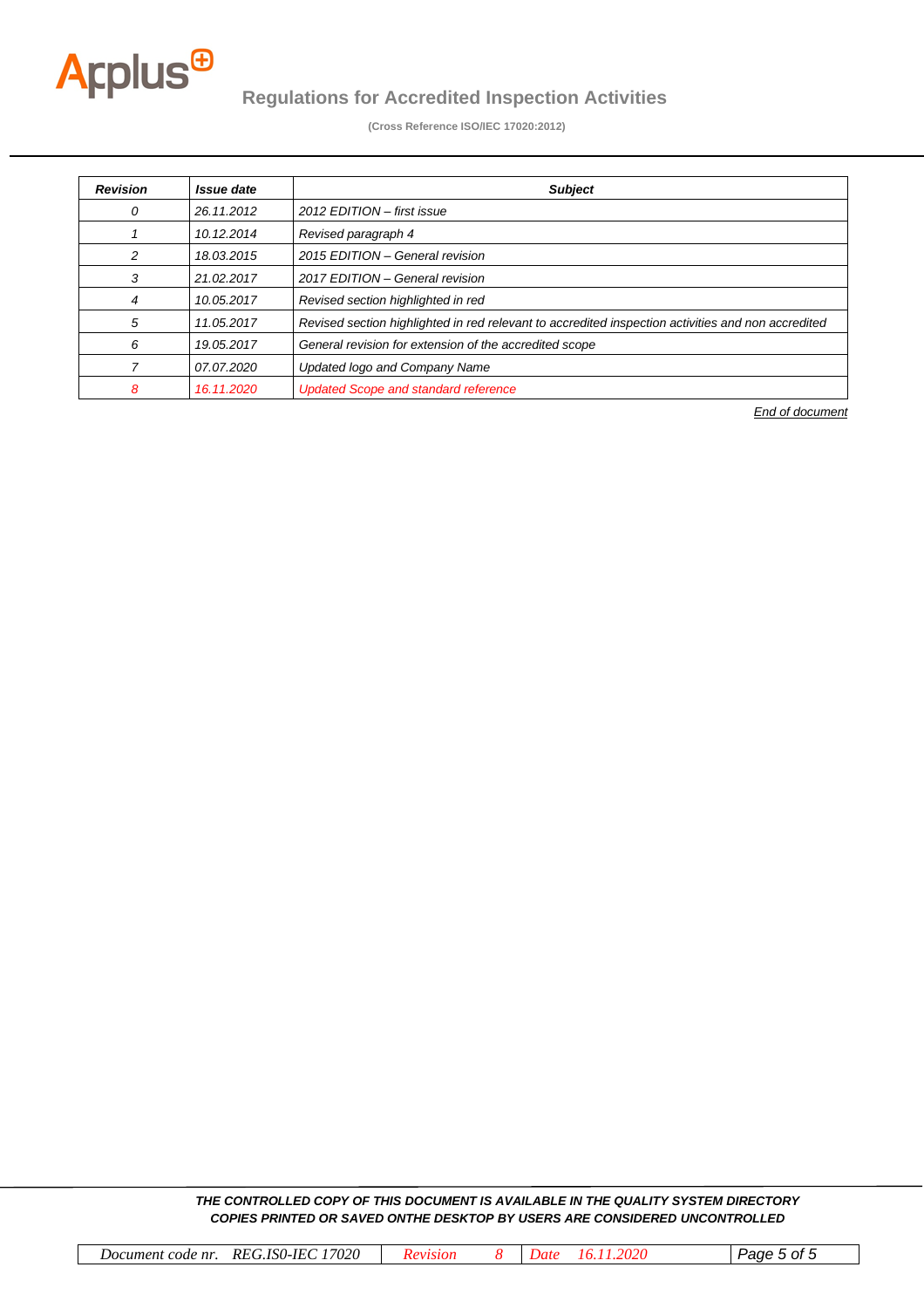| *Revision* | *Issue date* | *Subject* |
|---|---|---|
| *0* | *26.11.2012* | *2012 EDITION – first issue* |
| *1* | *10.12.2014* | *Revised paragraph 4* |
| *2* | *18.03.2015* | *2015 EDITION – General revision* |
| *3* | *21.02.2017* | *2017 EDITION – General revision* |
| *4* | *10.05.2017* | *Revised section highlighted in red* |
| *5* | *11.05.2017* | *Revised section highlighted in red relevant to accredited inspection activities and non accredited* |
| *6* | *19.05.2017* | *General revision for extension of the accredited scope* |
| *7* | *07.07.2020* | *Updated logo and Company Name* |
| *8* | *16.11.2020* | *Updated Scope and standard reference* |

*End of document*

***THE CONTROLLED COPY OF THIS DOCUMENT IS AVAILABLE IN THE QUALITY SYSTEM DIRECTORY***
***COPIES PRINTED OR SAVED ONTHE DESKTOP BY USERS ARE CONSIDERED UNCONTROLLED***

| | | | |
|---|---|---|---|
| *Document code nr. REG.IS0-IEC 17020* | *Revision 8* | *Date 16.11.2020* | *Page 5 of 5* |